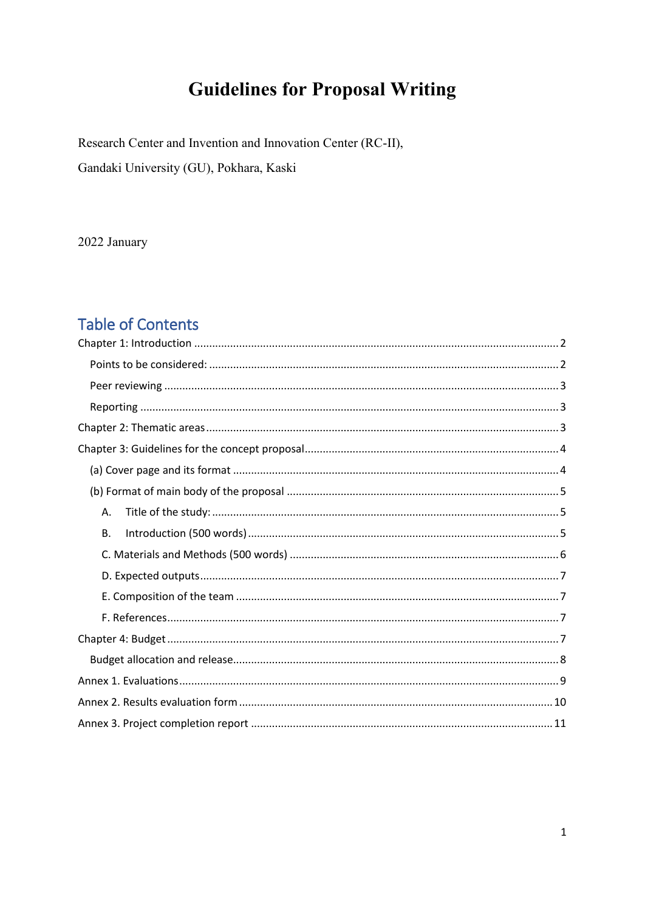# Guidelines for Proposal Writing

Research Center and Invention and Innovation Center (RC-II),

Gandaki University (GU), Pokhara, Kaski

2022 January

## Table of Contents

Chapter 1: Introduction ........................................................................................................ 2

  Points to be considered: ................................................................................................. 2

  Peer reviewing ................................................................................................................. 3

  Reporting ........................................................................................................................ 3

Chapter 2: Thematic areas ..................................................................................................... 3

Chapter 3: Guidelines for the concept proposal ................................................................... 4

  (a) Cover page and its format ........................................................................................... 4

  (b) Format of main body of the proposal ......................................................................... 5

    A. Title of the study: ..................................................................................................... 5

    B. Introduction (500 words) ......................................................................................... 5

    C. Materials and Methods (500 words) ........................................................................ 6

    D. Expected outputs ...................................................................................................... 7

    E. Composition of the team .......................................................................................... 7

    F. References ................................................................................................................. 7

Chapter 4: Budget ................................................................................................................... 7

  Budget allocation and release ........................................................................................... 8

Annex 1. Evaluations ............................................................................................................... 9

Annex 2. Results evaluation form ......................................................................................... 10

Annex 3. Project completion report ...................................................................................... 11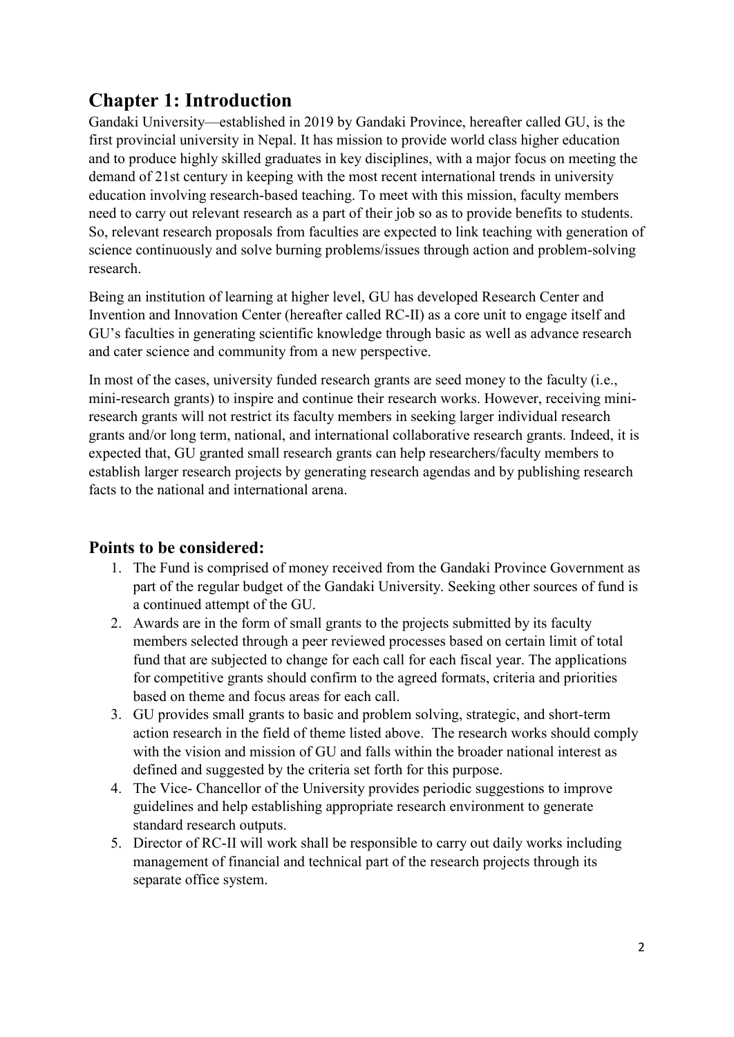# Chapter 1: Introduction

Gandaki University—established in 2019 by Gandaki Province, hereafter called GU, is the first provincial university in Nepal. It has mission to provide world class higher education and to produce highly skilled graduates in key disciplines, with a major focus on meeting the demand of 21st century in keeping with the most recent international trends in university education involving research-based teaching. To meet with this mission, faculty members need to carry out relevant research as a part of their job so as to provide benefits to students. So, relevant research proposals from faculties are expected to link teaching with generation of science continuously and solve burning problems/issues through action and problem-solving research.

Being an institution of learning at higher level, GU has developed Research Center and Invention and Innovation Center (hereafter called RC-II) as a core unit to engage itself and GU's faculties in generating scientific knowledge through basic as well as advance research and cater science and community from a new perspective.

In most of the cases, university funded research grants are seed money to the faculty (i.e., mini-research grants) to inspire and continue their research works. However, receiving mini-research grants will not restrict its faculty members in seeking larger individual research grants and/or long term, national, and international collaborative research grants. Indeed, it is expected that, GU granted small research grants can help researchers/faculty members to establish larger research projects by generating research agendas and by publishing research facts to the national and international arena.

## Points to be considered:

1. The Fund is comprised of money received from the Gandaki Province Government as part of the regular budget of the Gandaki University. Seeking other sources of fund is a continued attempt of the GU.
2. Awards are in the form of small grants to the projects submitted by its faculty members selected through a peer reviewed processes based on certain limit of total fund that are subjected to change for each call for each fiscal year. The applications for competitive grants should confirm to the agreed formats, criteria and priorities based on theme and focus areas for each call.
3. GU provides small grants to basic and problem solving, strategic, and short-term action research in the field of theme listed above. The research works should comply with the vision and mission of GU and falls within the broader national interest as defined and suggested by the criteria set forth for this purpose.
4. The Vice- Chancellor of the University provides periodic suggestions to improve guidelines and help establishing appropriate research environment to generate standard research outputs.
5. Director of RC-II will work shall be responsible to carry out daily works including management of financial and technical part of the research projects through its separate office system.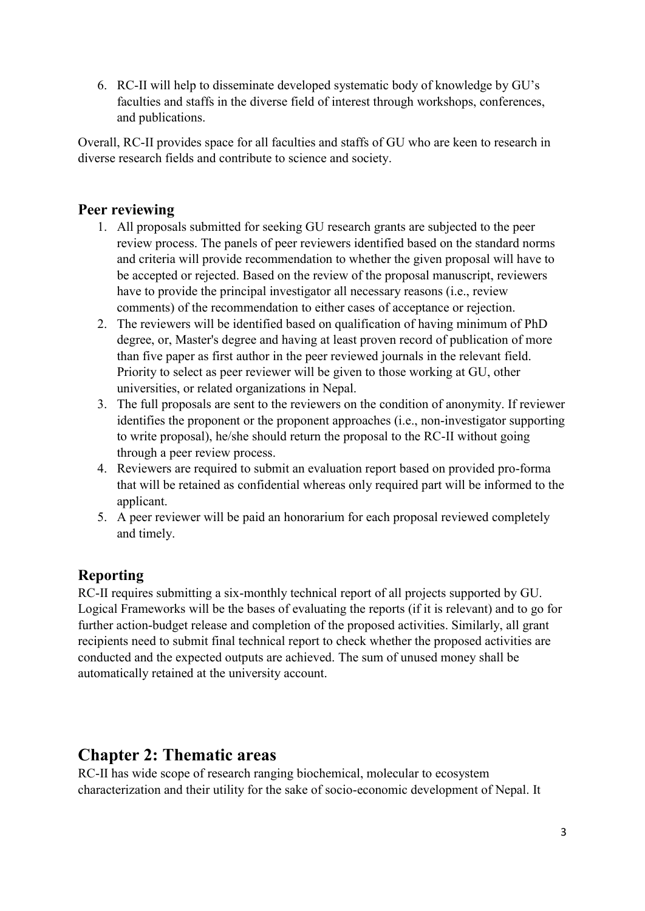6. RC-II will help to disseminate developed systematic body of knowledge by GU's faculties and staffs in the diverse field of interest through workshops, conferences, and publications.

Overall, RC-II provides space for all faculties and staffs of GU who are keen to research in diverse research fields and contribute to science and society.

## Peer reviewing

1. All proposals submitted for seeking GU research grants are subjected to the peer review process. The panels of peer reviewers identified based on the standard norms and criteria will provide recommendation to whether the given proposal will have to be accepted or rejected. Based on the review of the proposal manuscript, reviewers have to provide the principal investigator all necessary reasons (i.e., review comments) of the recommendation to either cases of acceptance or rejection.
2. The reviewers will be identified based on qualification of having minimum of PhD degree, or, Master's degree and having at least proven record of publication of more than five paper as first author in the peer reviewed journals in the relevant field. Priority to select as peer reviewer will be given to those working at GU, other universities, or related organizations in Nepal.
3. The full proposals are sent to the reviewers on the condition of anonymity. If reviewer identifies the proponent or the proponent approaches (i.e., non-investigator supporting to write proposal), he/she should return the proposal to the RC-II without going through a peer review process.
4. Reviewers are required to submit an evaluation report based on provided pro-forma that will be retained as confidential whereas only required part will be informed to the applicant.
5. A peer reviewer will be paid an honorarium for each proposal reviewed completely and timely.

## Reporting

RC-II requires submitting a six-monthly technical report of all projects supported by GU. Logical Frameworks will be the bases of evaluating the reports (if it is relevant) and to go for further action-budget release and completion of the proposed activities. Similarly, all grant recipients need to submit final technical report to check whether the proposed activities are conducted and the expected outputs are achieved. The sum of unused money shall be automatically retained at the university account.

# Chapter 2: Thematic areas

RC-II has wide scope of research ranging biochemical, molecular to ecosystem characterization and their utility for the sake of socio-economic development of Nepal. It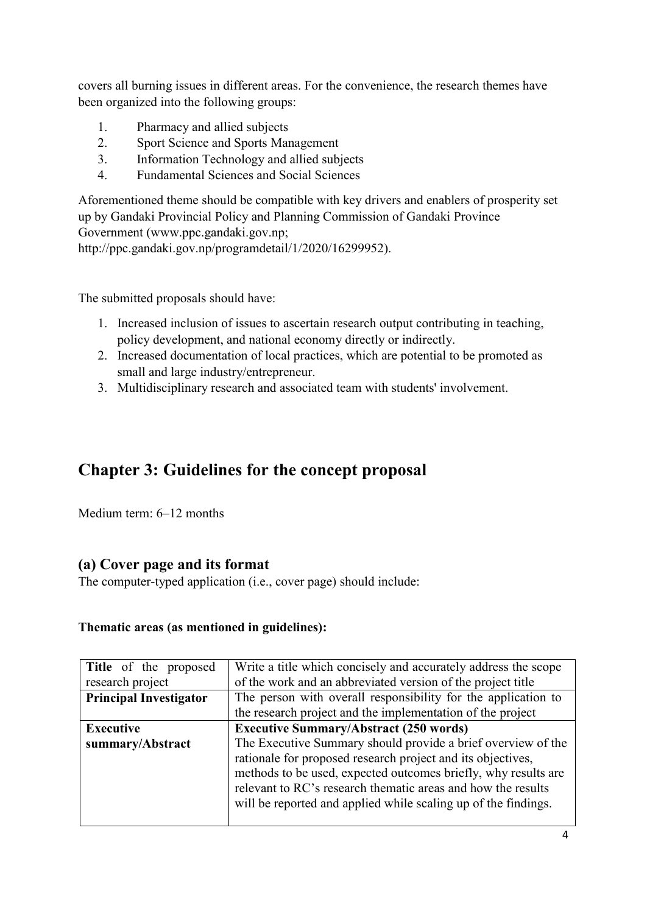covers all burning issues in different areas. For the convenience, the research themes have been organized into the following groups:

1. Pharmacy and allied subjects
2. Sport Science and Sports Management
3. Information Technology and allied subjects
4. Fundamental Sciences and Social Sciences

Aforementioned theme should be compatible with key drivers and enablers of prosperity set up by Gandaki Provincial Policy and Planning Commission of Gandaki Province Government (www.ppc.gandaki.gov.np; http://ppc.gandaki.gov.np/programdetail/1/2020/16299952).

The submitted proposals should have:

1. Increased inclusion of issues to ascertain research output contributing in teaching, policy development, and national economy directly or indirectly.
2. Increased documentation of local practices, which are potential to be promoted as small and large industry/entrepreneur.
3. Multidisciplinary research and associated team with students' involvement.

# Chapter 3: Guidelines for the concept proposal

Medium term: 6–12 months

## (a) Cover page and its format

The computer-typed application (i.e., cover page) should include:

**Thematic areas (as mentioned in guidelines):**

| | |
|---|---|
| **Title** of the proposed research project | Write a title which concisely and accurately address the scope of the work and an abbreviated version of the project title |
| **Principal Investigator** | The person with overall responsibility for the application to the research project and the implementation of the project |
| **Executive summary/Abstract** | **Executive Summary/Abstract (250 words)**<br>The Executive Summary should provide a brief overview of the rationale for proposed research project and its objectives, methods to be used, expected outcomes briefly, why results are relevant to RC's research thematic areas and how the results will be reported and applied while scaling up of the findings. |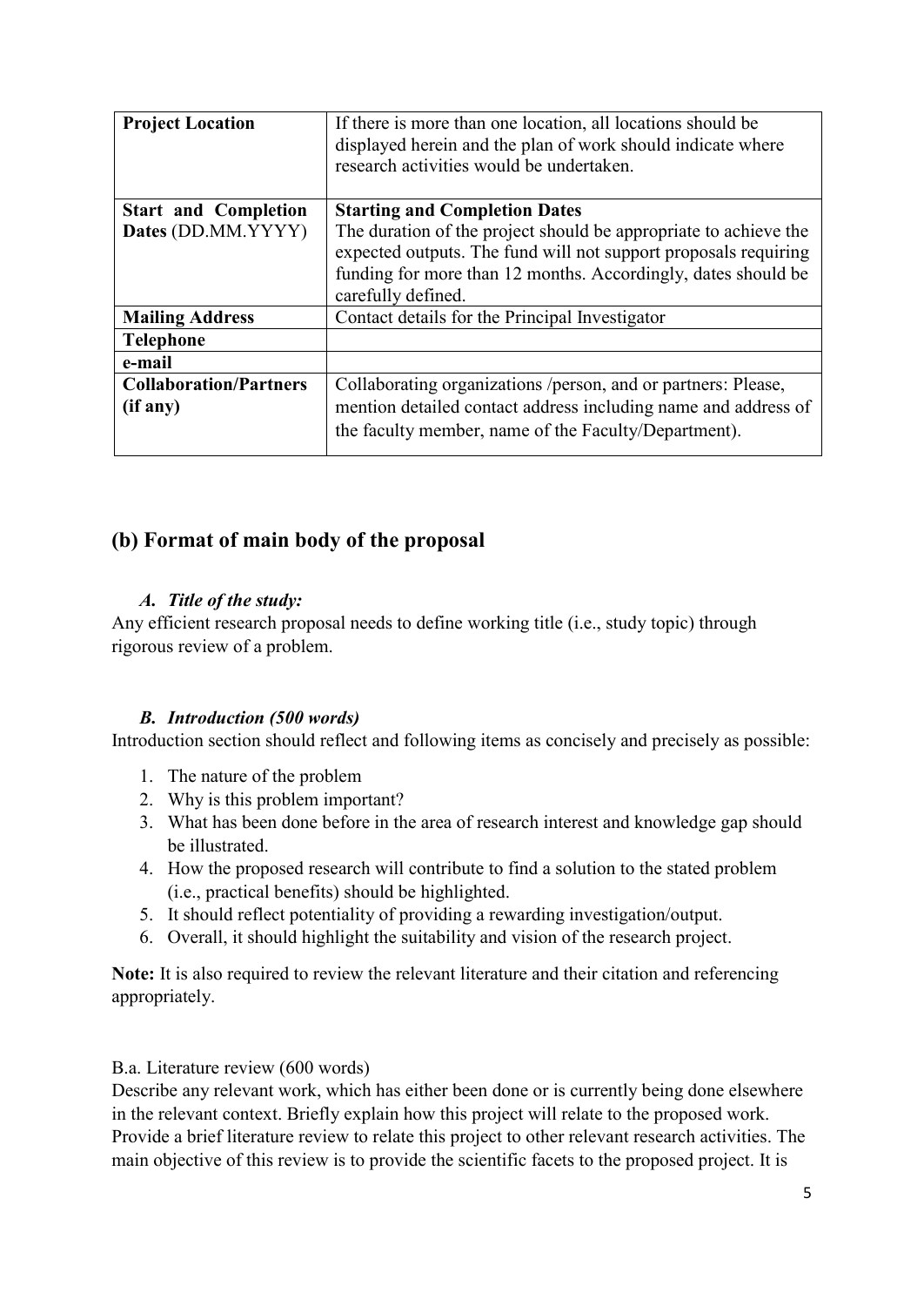| **Project Location** | If there is more than one location, all locations should be displayed herein and the plan of work should indicate where research activities would be undertaken. |
|---|---|
| **Start and Completion Dates** (DD.MM.YYYY) | **Starting and Completion Dates** The duration of the project should be appropriate to achieve the expected outputs. The fund will not support proposals requiring funding for more than 12 months. Accordingly, dates should be carefully defined. |
| **Mailing Address** | Contact details for the Principal Investigator |
| **Telephone** | |
| **e-mail** | |
| **Collaboration/Partners (if any)** | Collaborating organizations /person, and or partners: Please, mention detailed contact address including name and address of the faculty member, name of the Faculty/Department). |

## (b) Format of main body of the proposal

### *A. Title of the study:*

Any efficient research proposal needs to define working title (i.e., study topic) through rigorous review of a problem.

### *B. Introduction (500 words)*

Introduction section should reflect and following items as concisely and precisely as possible:

1. The nature of the problem
2. Why is this problem important?
3. What has been done before in the area of research interest and knowledge gap should be illustrated.
4. How the proposed research will contribute to find a solution to the stated problem (i.e., practical benefits) should be highlighted.
5. It should reflect potentiality of providing a rewarding investigation/output.
6. Overall, it should highlight the suitability and vision of the research project.

**Note:** It is also required to review the relevant literature and their citation and referencing appropriately.

B.a. Literature review (600 words)

Describe any relevant work, which has either been done or is currently being done elsewhere in the relevant context. Briefly explain how this project will relate to the proposed work. Provide a brief literature review to relate this project to other relevant research activities. The main objective of this review is to provide the scientific facets to the proposed project. It is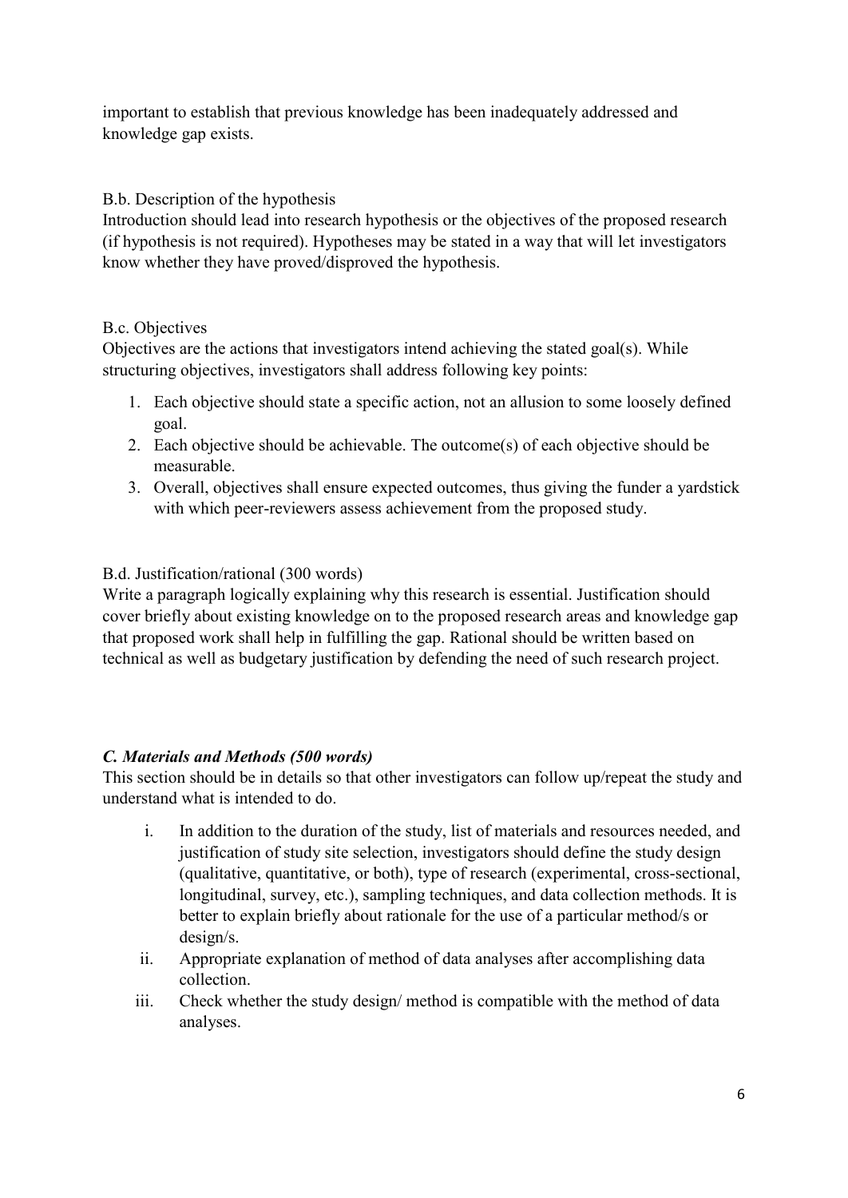important to establish that previous knowledge has been inadequately addressed and knowledge gap exists.

B.b. Description of the hypothesis

Introduction should lead into research hypothesis or the objectives of the proposed research (if hypothesis is not required). Hypotheses may be stated in a way that will let investigators know whether they have proved/disproved the hypothesis.

B.c. Objectives

Objectives are the actions that investigators intend achieving the stated goal(s). While structuring objectives, investigators shall address following key points:

1. Each objective should state a specific action, not an allusion to some loosely defined goal.
2. Each objective should be achievable. The outcome(s) of each objective should be measurable.
3. Overall, objectives shall ensure expected outcomes, thus giving the funder a yardstick with which peer-reviewers assess achievement from the proposed study.

B.d. Justification/rational (300 words)

Write a paragraph logically explaining why this research is essential. Justification should cover briefly about existing knowledge on to the proposed research areas and knowledge gap that proposed work shall help in fulfilling the gap. Rational should be written based on technical as well as budgetary justification by defending the need of such research project.

### *C. Materials and Methods (500 words)*

This section should be in details so that other investigators can follow up/repeat the study and understand what is intended to do.

i. In addition to the duration of the study, list of materials and resources needed, and justification of study site selection, investigators should define the study design (qualitative, quantitative, or both), type of research (experimental, cross-sectional, longitudinal, survey, etc.), sampling techniques, and data collection methods. It is better to explain briefly about rationale for the use of a particular method/s or design/s.

ii. Appropriate explanation of method of data analyses after accomplishing data collection.

iii. Check whether the study design/ method is compatible with the method of data analyses.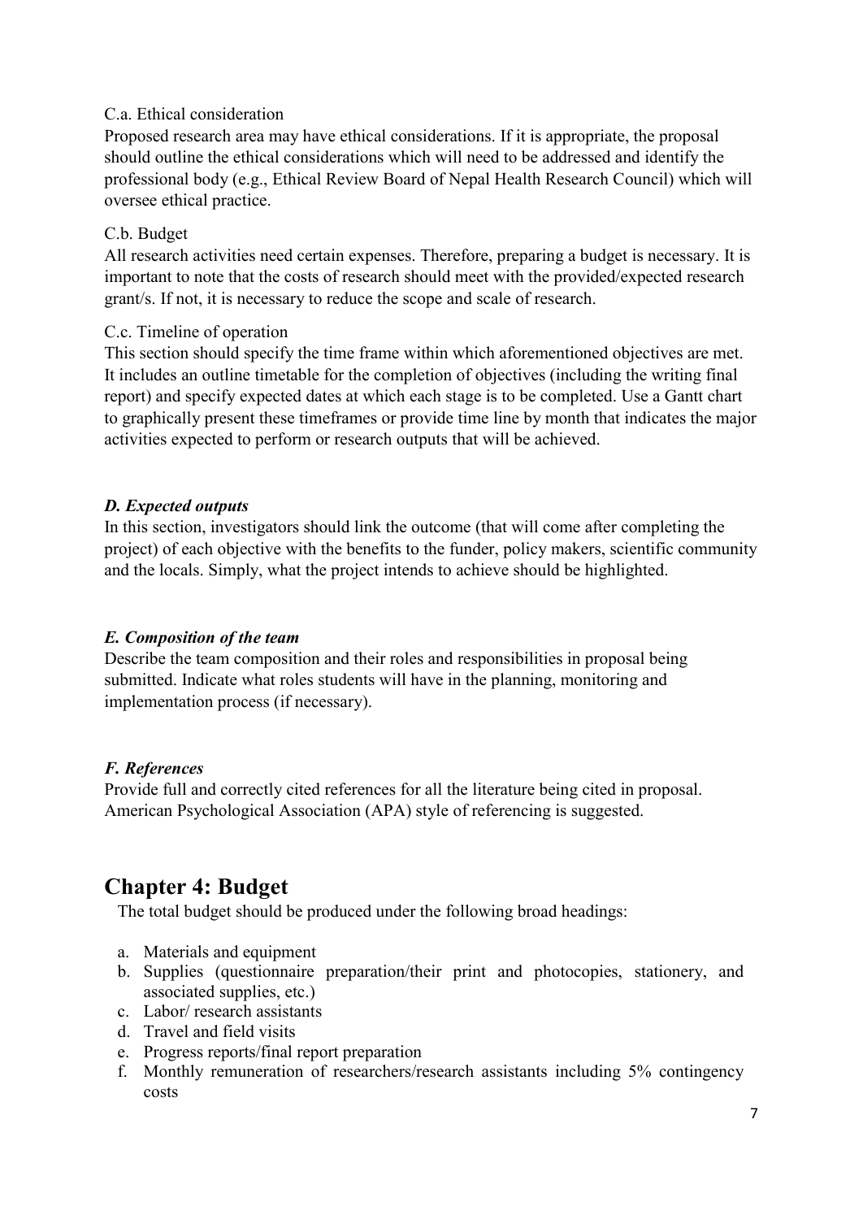C.a. Ethical consideration

Proposed research area may have ethical considerations. If it is appropriate, the proposal should outline the ethical considerations which will need to be addressed and identify the professional body (e.g., Ethical Review Board of Nepal Health Research Council) which will oversee ethical practice.

C.b. Budget

All research activities need certain expenses. Therefore, preparing a budget is necessary. It is important to note that the costs of research should meet with the provided/expected research grant/s. If not, it is necessary to reduce the scope and scale of research.

C.c. Timeline of operation

This section should specify the time frame within which aforementioned objectives are met. It includes an outline timetable for the completion of objectives (including the writing final report) and specify expected dates at which each stage is to be completed. Use a Gantt chart to graphically present these timeframes or provide time line by month that indicates the major activities expected to perform or research outputs that will be achieved.

***D. Expected outputs***

In this section, investigators should link the outcome (that will come after completing the project) of each objective with the benefits to the funder, policy makers, scientific community and the locals. Simply, what the project intends to achieve should be highlighted.

***E. Composition of the team***

Describe the team composition and their roles and responsibilities in proposal being submitted. Indicate what roles students will have in the planning, monitoring and implementation process (if necessary).

***F. References***

Provide full and correctly cited references for all the literature being cited in proposal. American Psychological Association (APA) style of referencing is suggested.

## Chapter 4: Budget

The total budget should be produced under the following broad headings:

a. Materials and equipment
b. Supplies (questionnaire preparation/their print and photocopies, stationery, and associated supplies, etc.)
c. Labor/ research assistants
d. Travel and field visits
e. Progress reports/final report preparation
f. Monthly remuneration of researchers/research assistants including 5% contingency costs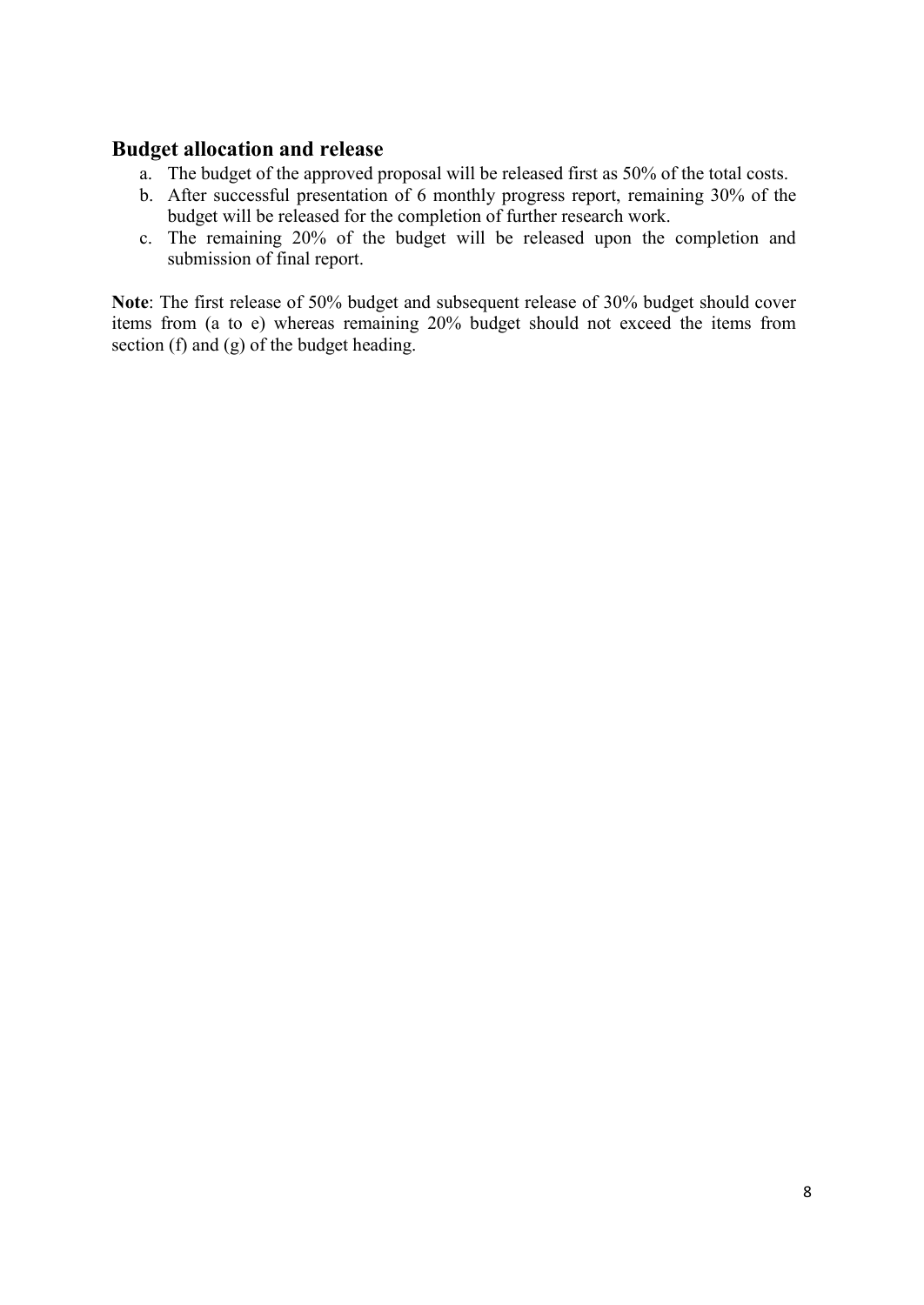## Budget allocation and release

a. The budget of the approved proposal will be released first as 50% of the total costs.
b. After successful presentation of 6 monthly progress report, remaining 30% of the budget will be released for the completion of further research work.
c. The remaining 20% of the budget will be released upon the completion and submission of final report.

**Note**: The first release of 50% budget and subsequent release of 30% budget should cover items from (a to e) whereas remaining 20% budget should not exceed the items from section (f) and (g) of the budget heading.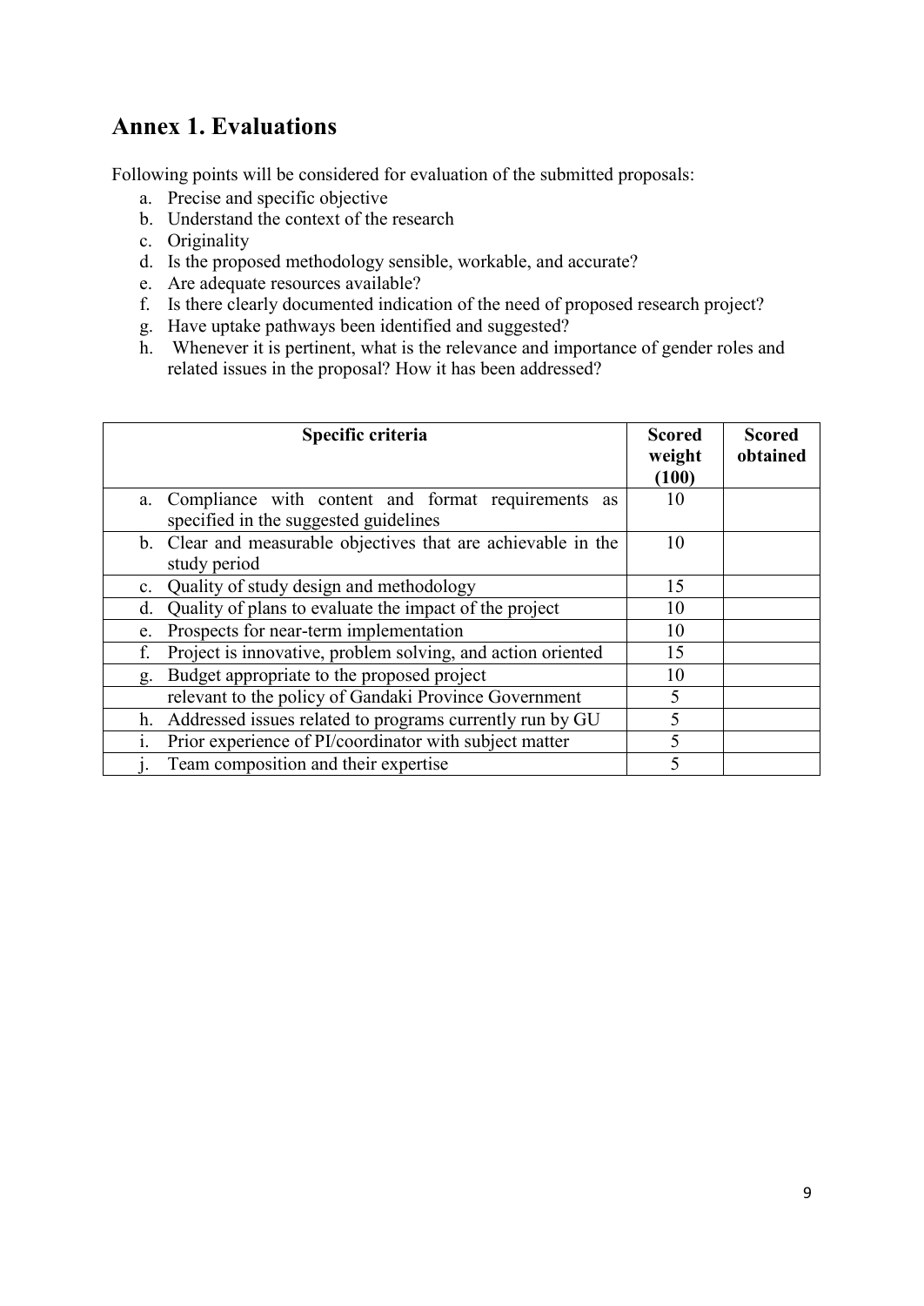## Annex 1. Evaluations

Following points will be considered for evaluation of the submitted proposals:

a. Precise and specific objective
b. Understand the context of the research
c. Originality
d. Is the proposed methodology sensible, workable, and accurate?
e. Are adequate resources available?
f. Is there clearly documented indication of the need of proposed research project?
g. Have uptake pathways been identified and suggested?
h. Whenever it is pertinent, what is the relevance and importance of gender roles and related issues in the proposal? How it has been addressed?

| Specific criteria | Scored weight (100) | Scored obtained |
|---|---|---|
| a. Compliance with content and format requirements as specified in the suggested guidelines | 10 | |
| b. Clear and measurable objectives that are achievable in the study period | 10 | |
| c. Quality of study design and methodology | 15 | |
| d. Quality of plans to evaluate the impact of the project | 10 | |
| e. Prospects for near-term implementation | 10 | |
| f. Project is innovative, problem solving, and action oriented | 15 | |
| g. Budget appropriate to the proposed project | 10 | |
| relevant to the policy of Gandaki Province Government | 5 | |
| h. Addressed issues related to programs currently run by GU | 5 | |
| i. Prior experience of PI/coordinator with subject matter | 5 | |
| j. Team composition and their expertise | 5 | |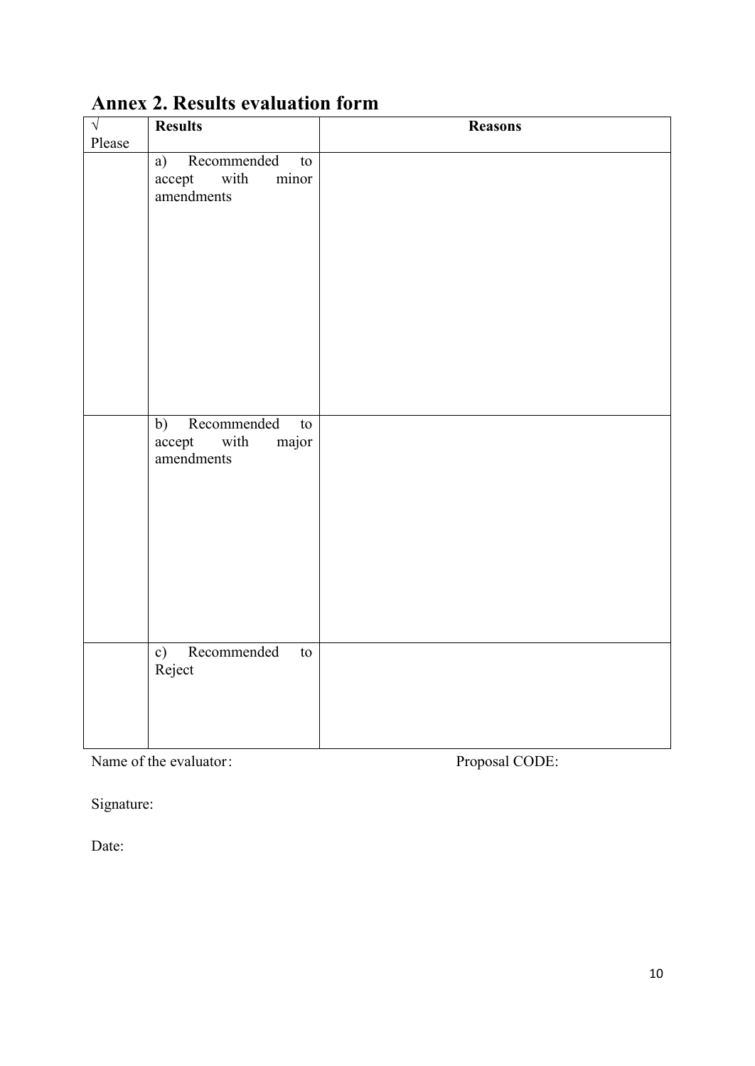## Annex 2. Results evaluation form

| √ Please | Results | Reasons |
| --- | --- | --- |
| | a) Recommended to accept with minor amendments | |
| | b) Recommended to accept with major amendments | |
| | c) Recommended to Reject | |

Name of the evaluator:

Proposal CODE:

Signature:

Date: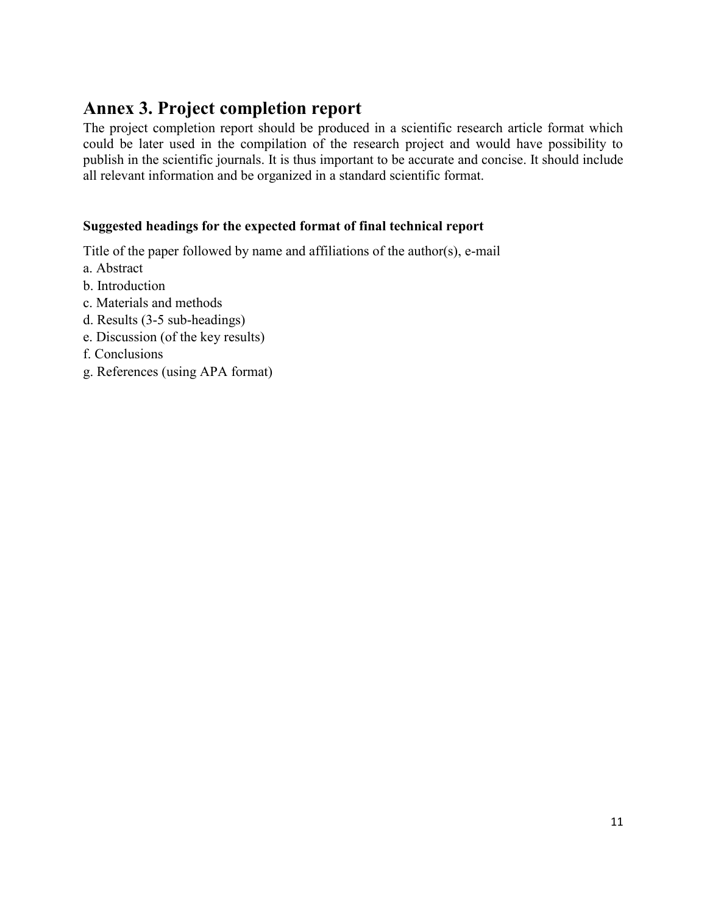# Annex 3. Project completion report

The project completion report should be produced in a scientific research article format which could be later used in the compilation of the research project and would have possibility to publish in the scientific journals. It is thus important to be accurate and concise. It should include all relevant information and be organized in a standard scientific format.

**Suggested headings for the expected format of final technical report**

Title of the paper followed by name and affiliations of the author(s), e-mail

a. Abstract
b. Introduction
c. Materials and methods
d. Results (3-5 sub-headings)
e. Discussion (of the key results)
f. Conclusions
g. References (using APA format)